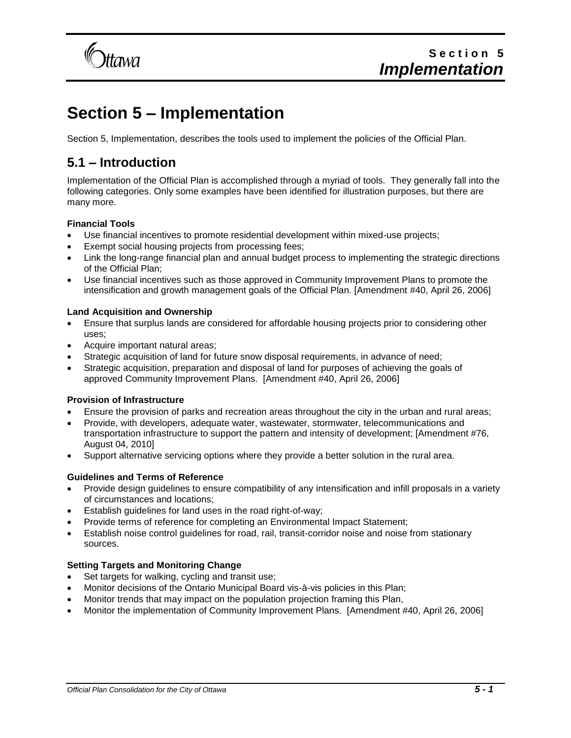# Section 5 – Implementation

Section 5, Implementation, describes the tools used to implement the policies of the Official Plan.

## 5.1 – Introduction

Implementation of the Official Plan is accomplished through a myriad of tools. They generally fall into the following categories. Only some examples have been identified for illustration purposes, but there are many more.

**Financial Tools**

- Use financial incentives to promote residential development within mixed-use projects;
- Exempt social housing projects from processing fees;
- Link the long-range financial plan and annual budget process to implementing the strategic directions of the Official Plan;
- Use financial incentives such as those approved in Community Improvement Plans to promote the intensification and growth management goals of the Official Plan. [Amendment #40, April 26, 2006]

**Land Acquisition and Ownership**

- Ensure that surplus lands are considered for affordable housing projects prior to considering other uses;
- Acquire important natural areas;
- Strategic acquisition of land for future snow disposal requirements, in advance of need;
- Strategic acquisition, preparation and disposal of land for purposes of achieving the goals of approved Community Improvement Plans. [Amendment #40, April 26, 2006]

**Provision of Infrastructure**

- Ensure the provision of parks and recreation areas throughout the city in the urban and rural areas;
- Provide, with developers, adequate water, wastewater, stormwater, telecommunications and transportation infrastructure to support the pattern and intensity of development; [Amendment #76, August 04, 2010]
- Support alternative servicing options where they provide a better solution in the rural area.

**Guidelines and Terms of Reference**

- Provide design guidelines to ensure compatibility of any intensification and infill proposals in a variety of circumstances and locations;
- Establish guidelines for land uses in the road right-of-way;
- Provide terms of reference for completing an Environmental Impact Statement;
- Establish noise control guidelines for road, rail, transit-corridor noise and noise from stationary sources.

**Setting Targets and Monitoring Change**

- Set targets for walking, cycling and transit use;
- Monitor decisions of the Ontario Municipal Board vis-à-vis policies in this Plan;
- Monitor trends that may impact on the population projection framing this Plan,
- Monitor the implementation of Community Improvement Plans. [Amendment #40, April 26, 2006]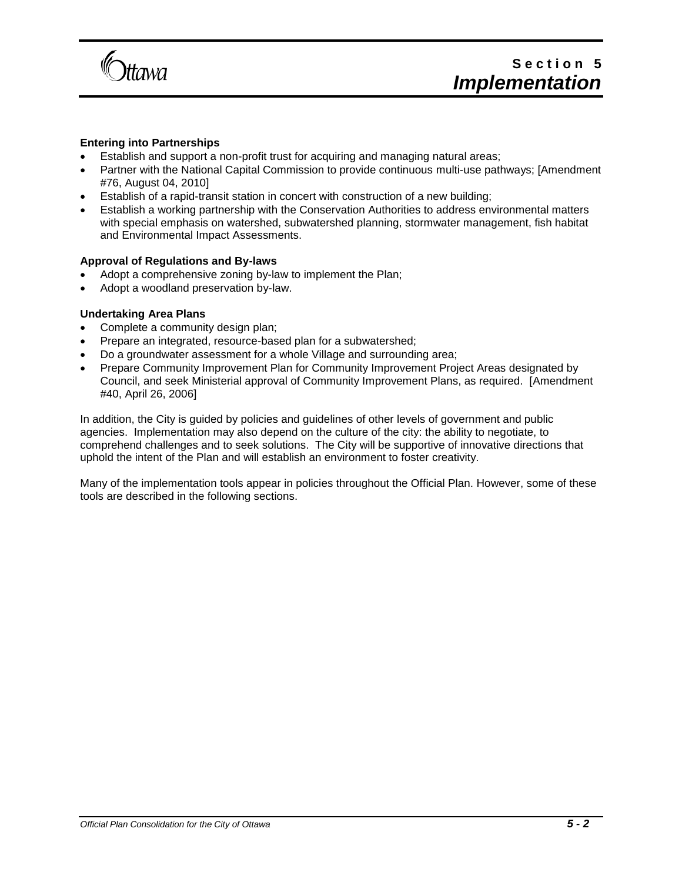**Entering into Partnerships**

- Establish and support a non-profit trust for acquiring and managing natural areas;
- Partner with the National Capital Commission to provide continuous multi-use pathways; [Amendment #76, August 04, 2010]
- Establish of a rapid-transit station in concert with construction of a new building;
- Establish a working partnership with the Conservation Authorities to address environmental matters with special emphasis on watershed, subwatershed planning, stormwater management, fish habitat and Environmental Impact Assessments.

**Approval of Regulations and By-laws**

- Adopt a comprehensive zoning by-law to implement the Plan;
- Adopt a woodland preservation by-law.

**Undertaking Area Plans**

- Complete a community design plan;
- Prepare an integrated, resource-based plan for a subwatershed;
- Do a groundwater assessment for a whole Village and surrounding area;
- Prepare Community Improvement Plan for Community Improvement Project Areas designated by Council, and seek Ministerial approval of Community Improvement Plans, as required. [Amendment #40, April 26, 2006]

In addition, the City is guided by policies and guidelines of other levels of government and public agencies. Implementation may also depend on the culture of the city: the ability to negotiate, to comprehend challenges and to seek solutions. The City will be supportive of innovative directions that uphold the intent of the Plan and will establish an environment to foster creativity.

Many of the implementation tools appear in policies throughout the Official Plan. However, some of these tools are described in the following sections.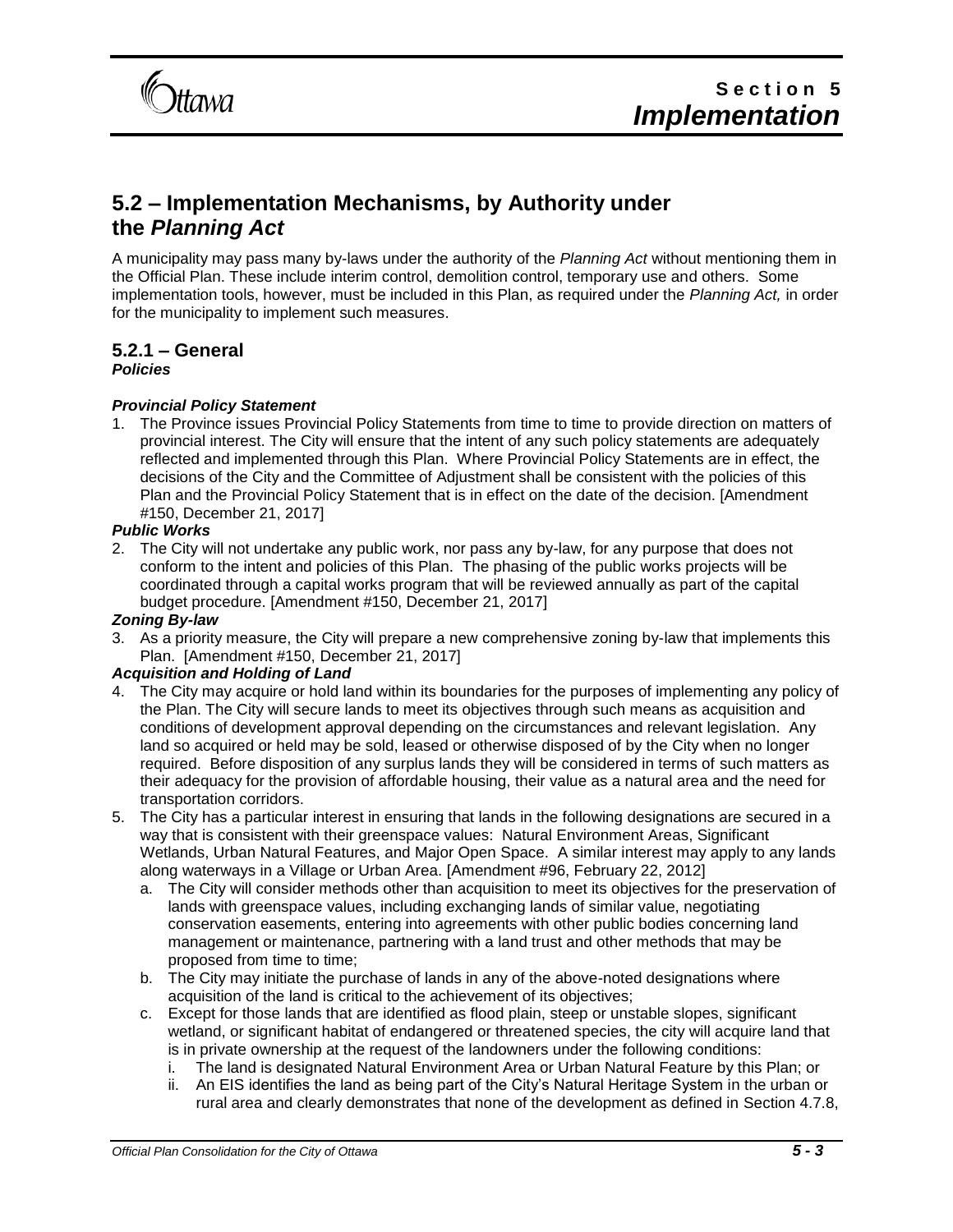## 5.2 – Implementation Mechanisms, by Authority under the *Planning Act*

A municipality may pass many by-laws under the authority of the *Planning Act* without mentioning them in the Official Plan. These include interim control, demolition control, temporary use and others. Some implementation tools, however, must be included in this Plan, as required under the *Planning Act,* in order for the municipality to implement such measures.

### 5.2.1 – General

***Policies***

***Provincial Policy Statement***

1. The Province issues Provincial Policy Statements from time to time to provide direction on matters of provincial interest. The City will ensure that the intent of any such policy statements are adequately reflected and implemented through this Plan. Where Provincial Policy Statements are in effect, the decisions of the City and the Committee of Adjustment shall be consistent with the policies of this Plan and the Provincial Policy Statement that is in effect on the date of the decision. [Amendment #150, December 21, 2017]

***Public Works***

2. The City will not undertake any public work, nor pass any by-law, for any purpose that does not conform to the intent and policies of this Plan. The phasing of the public works projects will be coordinated through a capital works program that will be reviewed annually as part of the capital budget procedure. [Amendment #150, December 21, 2017]

***Zoning By-law***

3. As a priority measure, the City will prepare a new comprehensive zoning by-law that implements this Plan. [Amendment #150, December 21, 2017]

***Acquisition and Holding of Land***

4. The City may acquire or hold land within its boundaries for the purposes of implementing any policy of the Plan. The City will secure lands to meet its objectives through such means as acquisition and conditions of development approval depending on the circumstances and relevant legislation. Any land so acquired or held may be sold, leased or otherwise disposed of by the City when no longer required. Before disposition of any surplus lands they will be considered in terms of such matters as their adequacy for the provision of affordable housing, their value as a natural area and the need for transportation corridors.
5. The City has a particular interest in ensuring that lands in the following designations are secured in a way that is consistent with their greenspace values: Natural Environment Areas, Significant Wetlands, Urban Natural Features, and Major Open Space. A similar interest may apply to any lands along waterways in a Village or Urban Area. [Amendment #96, February 22, 2012]
   a. The City will consider methods other than acquisition to meet its objectives for the preservation of lands with greenspace values, including exchanging lands of similar value, negotiating conservation easements, entering into agreements with other public bodies concerning land management or maintenance, partnering with a land trust and other methods that may be proposed from time to time;
   b. The City may initiate the purchase of lands in any of the above-noted designations where acquisition of the land is critical to the achievement of its objectives;
   c. Except for those lands that are identified as flood plain, steep or unstable slopes, significant wetland, or significant habitat of endangered or threatened species, the city will acquire land that is in private ownership at the request of the landowners under the following conditions:
      i. The land is designated Natural Environment Area or Urban Natural Feature by this Plan; or
      ii. An EIS identifies the land as being part of the City's Natural Heritage System in the urban or rural area and clearly demonstrates that none of the development as defined in Section 4.7.8,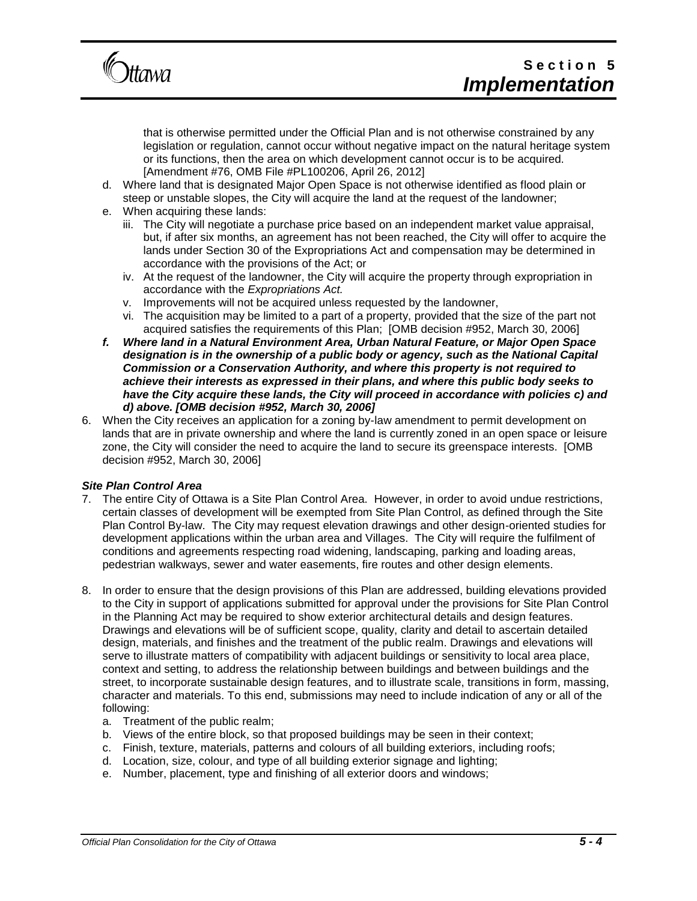that is otherwise permitted under the Official Plan and is not otherwise constrained by any legislation or regulation, cannot occur without negative impact on the natural heritage system or its functions, then the area on which development cannot occur is to be acquired. [Amendment #76, OMB File #PL100206, April 26, 2012]

d. Where land that is designated Major Open Space is not otherwise identified as flood plain or steep or unstable slopes, the City will acquire the land at the request of the landowner;
e. When acquiring these lands:
   iii. The City will negotiate a purchase price based on an independent market value appraisal, but, if after six months, an agreement has not been reached, the City will offer to acquire the lands under Section 30 of the Expropriations Act and compensation may be determined in accordance with the provisions of the Act; or
   iv. At the request of the landowner, the City will acquire the property through expropriation in accordance with the *Expropriations Act.*
   v. Improvements will not be acquired unless requested by the landowner,
   vi. The acquisition may be limited to a part of a property, provided that the size of the part not acquired satisfies the requirements of this Plan; [OMB decision #952, March 30, 2006]
***f. Where land in a Natural Environment Area, Urban Natural Feature, or Major Open Space designation is in the ownership of a public body or agency, such as the National Capital Commission or a Conservation Authority, and where this property is not required to achieve their interests as expressed in their plans, and where this public body seeks to have the City acquire these lands, the City will proceed in accordance with policies c) and d) above. [OMB decision #952, March 30, 2006]***

6. When the City receives an application for a zoning by-law amendment to permit development on lands that are in private ownership and where the land is currently zoned in an open space or leisure zone, the City will consider the need to acquire the land to secure its greenspace interests. [OMB decision #952, March 30, 2006]

***Site Plan Control Area***

7. The entire City of Ottawa is a Site Plan Control Area. However, in order to avoid undue restrictions, certain classes of development will be exempted from Site Plan Control, as defined through the Site Plan Control By-law. The City may request elevation drawings and other design-oriented studies for development applications within the urban area and Villages. The City will require the fulfilment of conditions and agreements respecting road widening, landscaping, parking and loading areas, pedestrian walkways, sewer and water easements, fire routes and other design elements.

8. In order to ensure that the design provisions of this Plan are addressed, building elevations provided to the City in support of applications submitted for approval under the provisions for Site Plan Control in the Planning Act may be required to show exterior architectural details and design features. Drawings and elevations will be of sufficient scope, quality, clarity and detail to ascertain detailed design, materials, and finishes and the treatment of the public realm. Drawings and elevations will serve to illustrate matters of compatibility with adjacent buildings or sensitivity to local area place, context and setting, to address the relationship between buildings and between buildings and the street, to incorporate sustainable design features, and to illustrate scale, transitions in form, massing, character and materials. To this end, submissions may need to include indication of any or all of the following:
   a. Treatment of the public realm;
   b. Views of the entire block, so that proposed buildings may be seen in their context;
   c. Finish, texture, materials, patterns and colours of all building exteriors, including roofs;
   d. Location, size, colour, and type of all building exterior signage and lighting;
   e. Number, placement, type and finishing of all exterior doors and windows;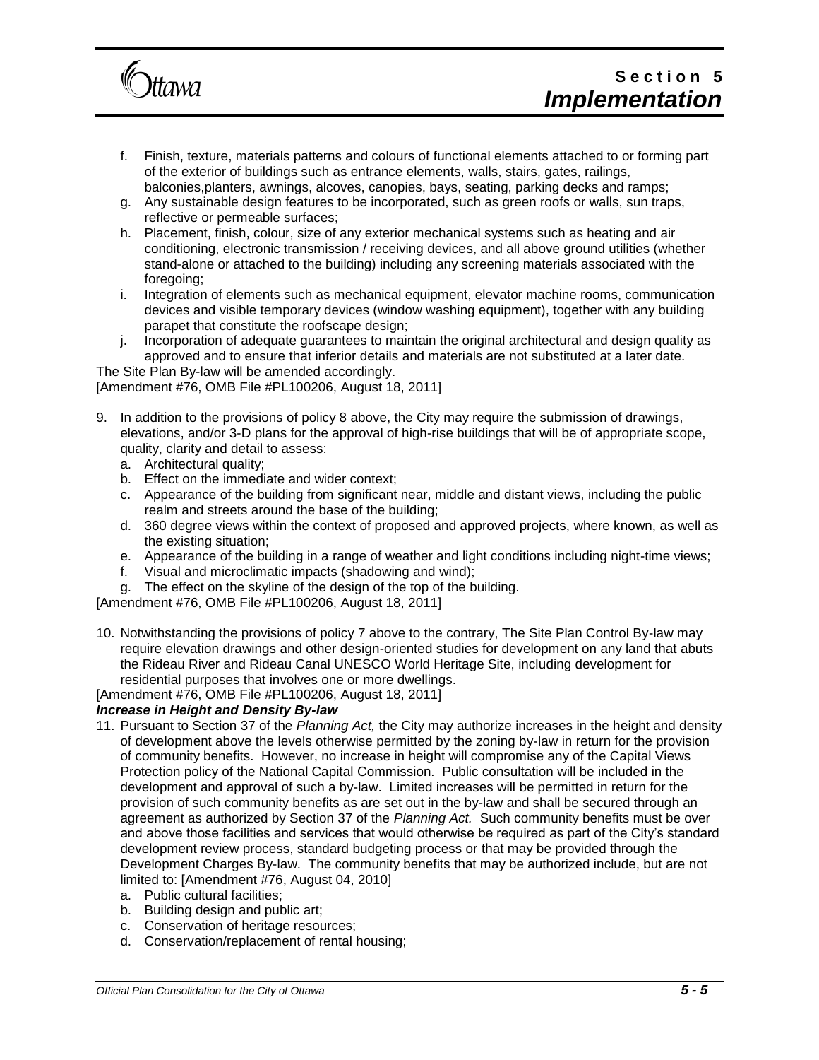f. Finish, texture, materials patterns and colours of functional elements attached to or forming part of the exterior of buildings such as entrance elements, walls, stairs, gates, railings, balconies,planters, awnings, alcoves, canopies, bays, seating, parking decks and ramps;
g. Any sustainable design features to be incorporated, such as green roofs or walls, sun traps, reflective or permeable surfaces;
h. Placement, finish, colour, size of any exterior mechanical systems such as heating and air conditioning, electronic transmission / receiving devices, and all above ground utilities (whether stand-alone or attached to the building) including any screening materials associated with the foregoing;
i. Integration of elements such as mechanical equipment, elevator machine rooms, communication devices and visible temporary devices (window washing equipment), together with any building parapet that constitute the roofscape design;
j. Incorporation of adequate guarantees to maintain the original architectural and design quality as approved and to ensure that inferior details and materials are not substituted at a later date.

The Site Plan By-law will be amended accordingly.
[Amendment #76, OMB File #PL100206, August 18, 2011]

9. In addition to the provisions of policy 8 above, the City may require the submission of drawings, elevations, and/or 3-D plans for the approval of high-rise buildings that will be of appropriate scope, quality, clarity and detail to assess:
   a. Architectural quality;
   b. Effect on the immediate and wider context;
   c. Appearance of the building from significant near, middle and distant views, including the public realm and streets around the base of the building;
   d. 360 degree views within the context of proposed and approved projects, where known, as well as the existing situation;
   e. Appearance of the building in a range of weather and light conditions including night-time views;
   f. Visual and microclimatic impacts (shadowing and wind);
   g. The effect on the skyline of the design of the top of the building.

[Amendment #76, OMB File #PL100206, August 18, 2011]

10. Notwithstanding the provisions of policy 7 above to the contrary, The Site Plan Control By-law may require elevation drawings and other design-oriented studies for development on any land that abuts the Rideau River and Rideau Canal UNESCO World Heritage Site, including development for residential purposes that involves one or more dwellings.

[Amendment #76, OMB File #PL100206, August 18, 2011]

***Increase in Height and Density By-law***

11. Pursuant to Section 37 of the *Planning Act,* the City may authorize increases in the height and density of development above the levels otherwise permitted by the zoning by-law in return for the provision of community benefits. However, no increase in height will compromise any of the Capital Views Protection policy of the National Capital Commission. Public consultation will be included in the development and approval of such a by-law. Limited increases will be permitted in return for the provision of such community benefits as are set out in the by-law and shall be secured through an agreement as authorized by Section 37 of the *Planning Act.* Such community benefits must be over and above those facilities and services that would otherwise be required as part of the City's standard development review process, standard budgeting process or that may be provided through the Development Charges By-law. The community benefits that may be authorized include, but are not limited to: [Amendment #76, August 04, 2010]
    a. Public cultural facilities;
    b. Building design and public art;
    c. Conservation of heritage resources;
    d. Conservation/replacement of rental housing;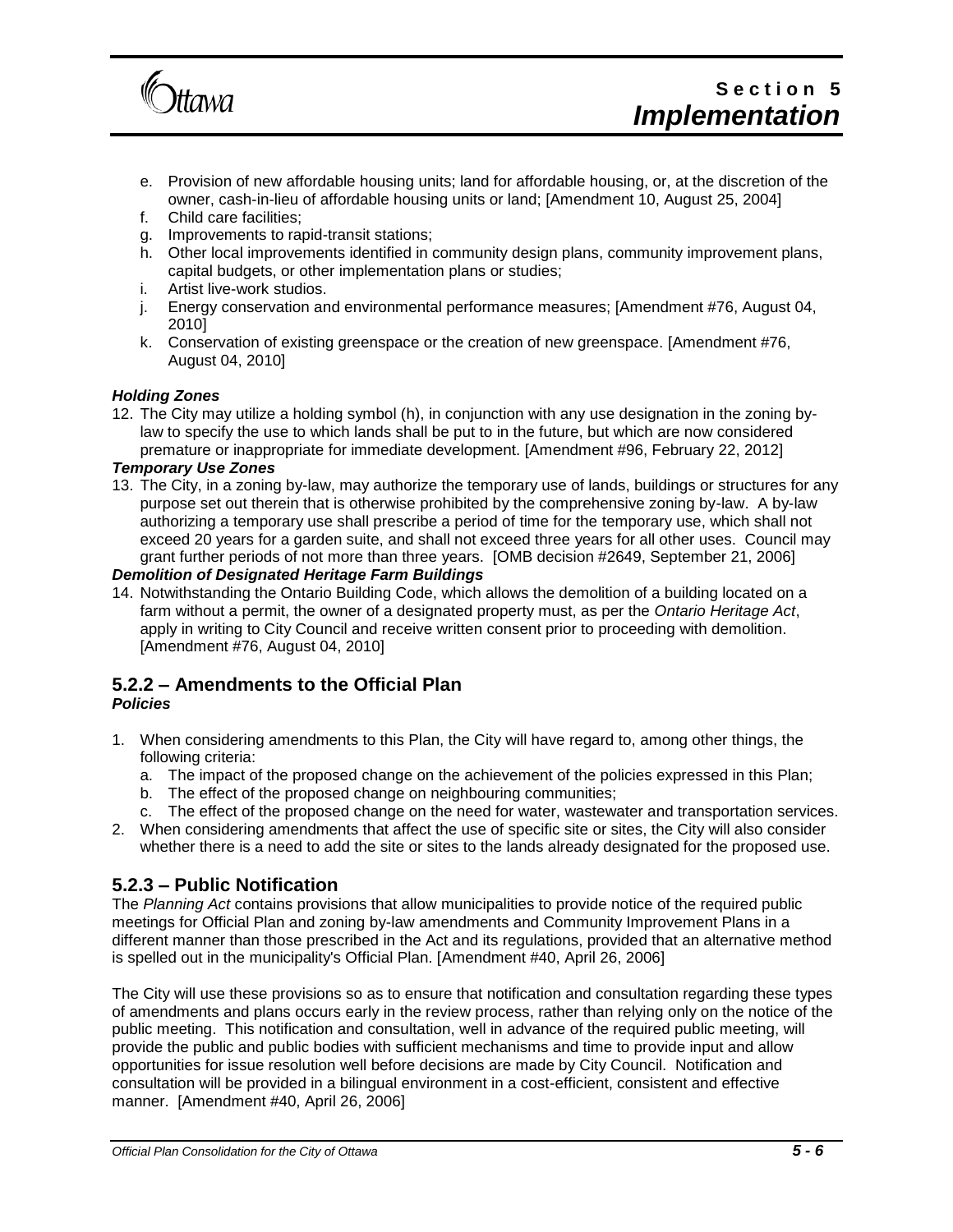e. Provision of new affordable housing units; land for affordable housing, or, at the discretion of the owner, cash-in-lieu of affordable housing units or land; [Amendment 10, August 25, 2004]
f. Child care facilities;
g. Improvements to rapid-transit stations;
h. Other local improvements identified in community design plans, community improvement plans, capital budgets, or other implementation plans or studies;
i. Artist live-work studios.
j. Energy conservation and environmental performance measures; [Amendment #76, August 04, 2010]
k. Conservation of existing greenspace or the creation of new greenspace. [Amendment #76, August 04, 2010]

***Holding Zones***

12. The City may utilize a holding symbol (h), in conjunction with any use designation in the zoning by-law to specify the use to which lands shall be put to in the future, but which are now considered premature or inappropriate for immediate development. [Amendment #96, February 22, 2012]

***Temporary Use Zones***

13. The City, in a zoning by-law, may authorize the temporary use of lands, buildings or structures for any purpose set out therein that is otherwise prohibited by the comprehensive zoning by-law. A by-law authorizing a temporary use shall prescribe a period of time for the temporary use, which shall not exceed 20 years for a garden suite, and shall not exceed three years for all other uses. Council may grant further periods of not more than three years. [OMB decision #2649, September 21, 2006]

***Demolition of Designated Heritage Farm Buildings***

14. Notwithstanding the Ontario Building Code, which allows the demolition of a building located on a farm without a permit, the owner of a designated property must, as per the *Ontario Heritage Act*, apply in writing to City Council and receive written consent prior to proceeding with demolition. [Amendment #76, August 04, 2010]

## 5.2.2 – Amendments to the Official Plan

***Policies***

1. When considering amendments to this Plan, the City will have regard to, among other things, the following criteria:
   a. The impact of the proposed change on the achievement of the policies expressed in this Plan;
   b. The effect of the proposed change on neighbouring communities;
   c. The effect of the proposed change on the need for water, wastewater and transportation services.
2. When considering amendments that affect the use of specific site or sites, the City will also consider whether there is a need to add the site or sites to the lands already designated for the proposed use.

## 5.2.3 – Public Notification

The *Planning Act* contains provisions that allow municipalities to provide notice of the required public meetings for Official Plan and zoning by-law amendments and Community Improvement Plans in a different manner than those prescribed in the Act and its regulations, provided that an alternative method is spelled out in the municipality's Official Plan. [Amendment #40, April 26, 2006]

The City will use these provisions so as to ensure that notification and consultation regarding these types of amendments and plans occurs early in the review process, rather than relying only on the notice of the public meeting. This notification and consultation, well in advance of the required public meeting, will provide the public and public bodies with sufficient mechanisms and time to provide input and allow opportunities for issue resolution well before decisions are made by City Council. Notification and consultation will be provided in a bilingual environment in a cost-efficient, consistent and effective manner. [Amendment #40, April 26, 2006]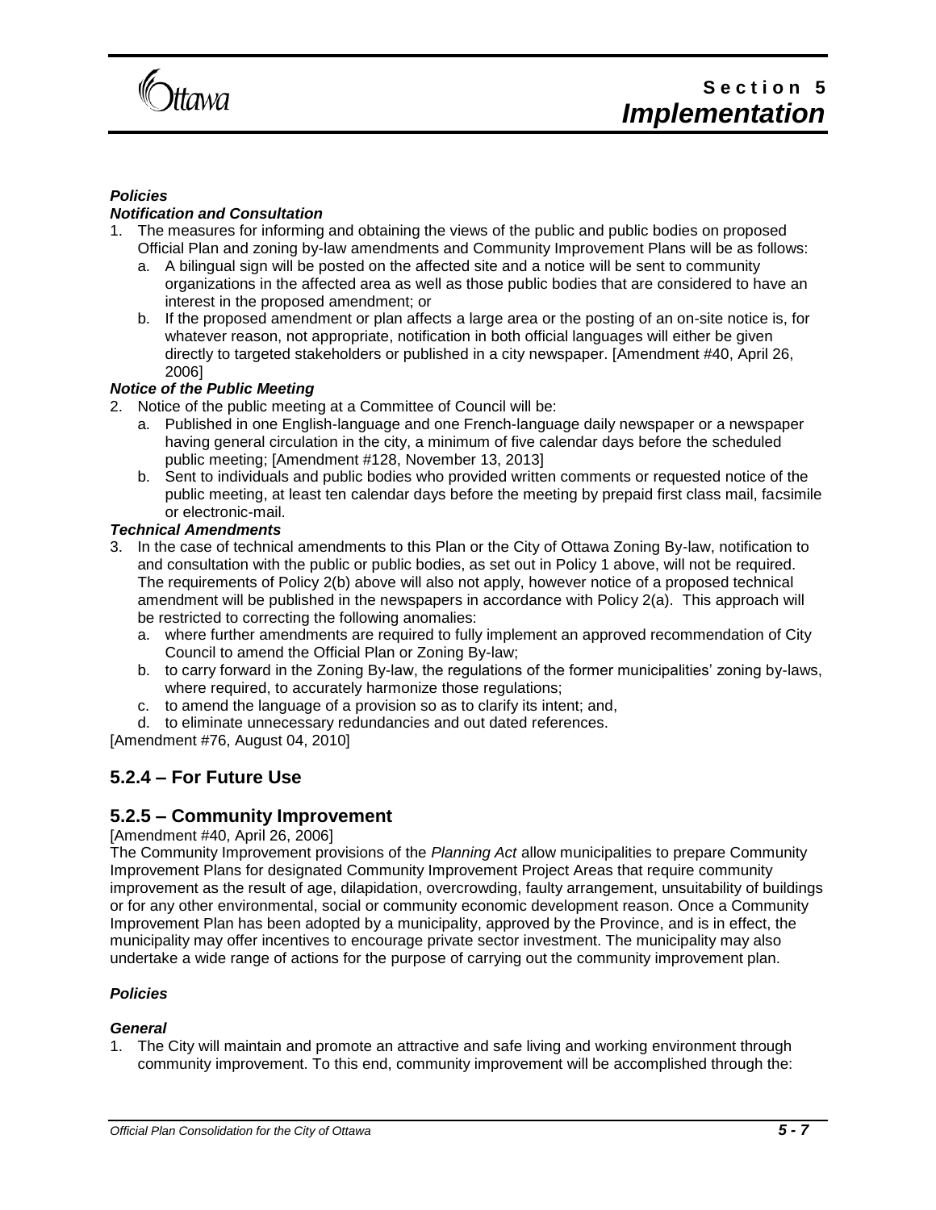***Policies***

***Notification and Consultation***

1. The measures for informing and obtaining the views of the public and public bodies on proposed Official Plan and zoning by-law amendments and Community Improvement Plans will be as follows:
   a. A bilingual sign will be posted on the affected site and a notice will be sent to community organizations in the affected area as well as those public bodies that are considered to have an interest in the proposed amendment; or
   b. If the proposed amendment or plan affects a large area or the posting of an on-site notice is, for whatever reason, not appropriate, notification in both official languages will either be given directly to targeted stakeholders or published in a city newspaper. [Amendment #40, April 26, 2006]

***Notice of the Public Meeting***

2. Notice of the public meeting at a Committee of Council will be:
   a. Published in one English-language and one French-language daily newspaper or a newspaper having general circulation in the city, a minimum of five calendar days before the scheduled public meeting; [Amendment #128, November 13, 2013]
   b. Sent to individuals and public bodies who provided written comments or requested notice of the public meeting, at least ten calendar days before the meeting by prepaid first class mail, facsimile or electronic-mail.

***Technical Amendments***

3. In the case of technical amendments to this Plan or the City of Ottawa Zoning By-law, notification to and consultation with the public or public bodies, as set out in Policy 1 above, will not be required. The requirements of Policy 2(b) above will also not apply, however notice of a proposed technical amendment will be published in the newspapers in accordance with Policy 2(a). This approach will be restricted to correcting the following anomalies:
   a. where further amendments are required to fully implement an approved recommendation of City Council to amend the Official Plan or Zoning By-law;
   b. to carry forward in the Zoning By-law, the regulations of the former municipalities' zoning by-laws, where required, to accurately harmonize those regulations;
   c. to amend the language of a provision so as to clarify its intent; and,
   d. to eliminate unnecessary redundancies and out dated references.

[Amendment #76, August 04, 2010]

## 5.2.4 – For Future Use

## 5.2.5 – Community Improvement

[Amendment #40, April 26, 2006]

The Community Improvement provisions of the *Planning Act* allow municipalities to prepare Community Improvement Plans for designated Community Improvement Project Areas that require community improvement as the result of age, dilapidation, overcrowding, faulty arrangement, unsuitability of buildings or for any other environmental, social or community economic development reason. Once a Community Improvement Plan has been adopted by a municipality, approved by the Province, and is in effect, the municipality may offer incentives to encourage private sector investment. The municipality may also undertake a wide range of actions for the purpose of carrying out the community improvement plan.

***Policies***

***General***

1. The City will maintain and promote an attractive and safe living and working environment through community improvement. To this end, community improvement will be accomplished through the: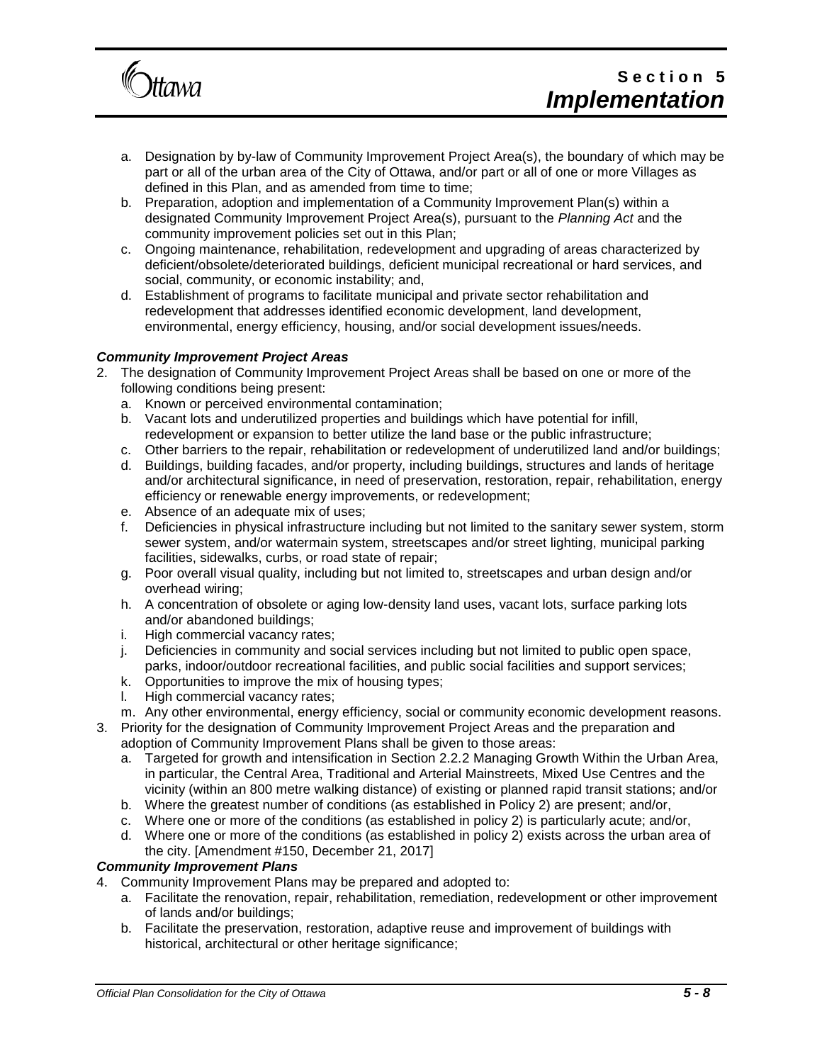a. Designation by by-law of Community Improvement Project Area(s), the boundary of which may be part or all of the urban area of the City of Ottawa, and/or part or all of one or more Villages as defined in this Plan, and as amended from time to time;
b. Preparation, adoption and implementation of a Community Improvement Plan(s) within a designated Community Improvement Project Area(s), pursuant to the *Planning Act* and the community improvement policies set out in this Plan;
c. Ongoing maintenance, rehabilitation, redevelopment and upgrading of areas characterized by deficient/obsolete/deteriorated buildings, deficient municipal recreational or hard services, and social, community, or economic instability; and,
d. Establishment of programs to facilitate municipal and private sector rehabilitation and redevelopment that addresses identified economic development, land development, environmental, energy efficiency, housing, and/or social development issues/needs.

***Community Improvement Project Areas***

2. The designation of Community Improvement Project Areas shall be based on one or more of the following conditions being present:
   a. Known or perceived environmental contamination;
   b. Vacant lots and underutilized properties and buildings which have potential for infill, redevelopment or expansion to better utilize the land base or the public infrastructure;
   c. Other barriers to the repair, rehabilitation or redevelopment of underutilized land and/or buildings;
   d. Buildings, building facades, and/or property, including buildings, structures and lands of heritage and/or architectural significance, in need of preservation, restoration, repair, rehabilitation, energy efficiency or renewable energy improvements, or redevelopment;
   e. Absence of an adequate mix of uses;
   f. Deficiencies in physical infrastructure including but not limited to the sanitary sewer system, storm sewer system, and/or watermain system, streetscapes and/or street lighting, municipal parking facilities, sidewalks, curbs, or road state of repair;
   g. Poor overall visual quality, including but not limited to, streetscapes and urban design and/or overhead wiring;
   h. A concentration of obsolete or aging low-density land uses, vacant lots, surface parking lots and/or abandoned buildings;
   i. High commercial vacancy rates;
   j. Deficiencies in community and social services including but not limited to public open space, parks, indoor/outdoor recreational facilities, and public social facilities and support services;
   k. Opportunities to improve the mix of housing types;
   l. High commercial vacancy rates;
   m. Any other environmental, energy efficiency, social or community economic development reasons.
3. Priority for the designation of Community Improvement Project Areas and the preparation and adoption of Community Improvement Plans shall be given to those areas:
   a. Targeted for growth and intensification in Section 2.2.2 Managing Growth Within the Urban Area, in particular, the Central Area, Traditional and Arterial Mainstreets, Mixed Use Centres and the vicinity (within an 800 metre walking distance) of existing or planned rapid transit stations; and/or
   b. Where the greatest number of conditions (as established in Policy 2) are present; and/or,
   c. Where one or more of the conditions (as established in policy 2) is particularly acute; and/or,
   d. Where one or more of the conditions (as established in policy 2) exists across the urban area of the city. [Amendment #150, December 21, 2017]

***Community Improvement Plans***

4. Community Improvement Plans may be prepared and adopted to:
   a. Facilitate the renovation, repair, rehabilitation, remediation, redevelopment or other improvement of lands and/or buildings;
   b. Facilitate the preservation, restoration, adaptive reuse and improvement of buildings with historical, architectural or other heritage significance;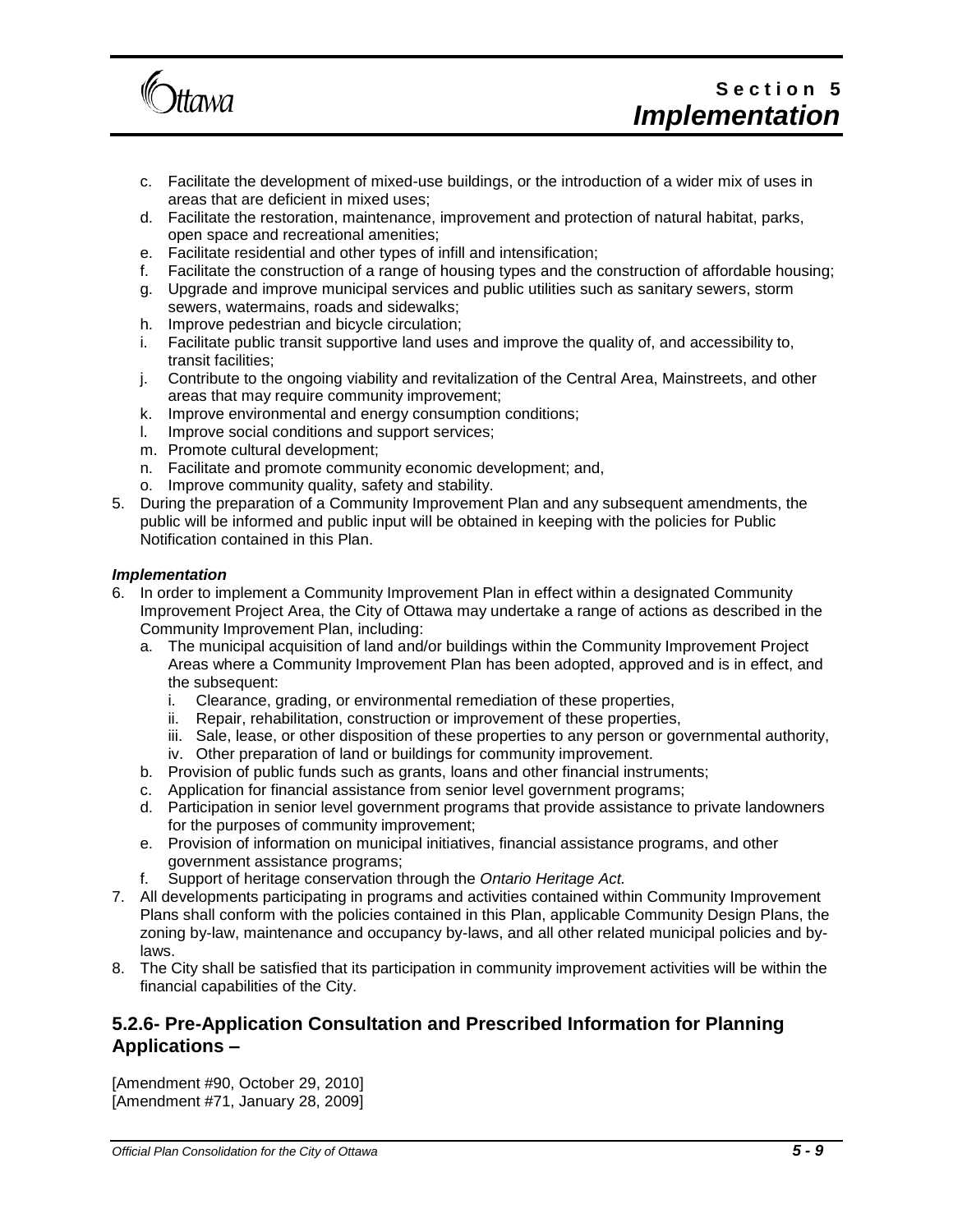c. Facilitate the development of mixed-use buildings, or the introduction of a wider mix of uses in areas that are deficient in mixed uses;
d. Facilitate the restoration, maintenance, improvement and protection of natural habitat, parks, open space and recreational amenities;
e. Facilitate residential and other types of infill and intensification;
f. Facilitate the construction of a range of housing types and the construction of affordable housing;
g. Upgrade and improve municipal services and public utilities such as sanitary sewers, storm sewers, watermains, roads and sidewalks;
h. Improve pedestrian and bicycle circulation;
i. Facilitate public transit supportive land uses and improve the quality of, and accessibility to, transit facilities;
j. Contribute to the ongoing viability and revitalization of the Central Area, Mainstreets, and other areas that may require community improvement;
k. Improve environmental and energy consumption conditions;
l. Improve social conditions and support services;
m. Promote cultural development;
n. Facilitate and promote community economic development; and,
o. Improve community quality, safety and stability.

5. During the preparation of a Community Improvement Plan and any subsequent amendments, the public will be informed and public input will be obtained in keeping with the policies for Public Notification contained in this Plan.

***Implementation***

6. In order to implement a Community Improvement Plan in effect within a designated Community Improvement Project Area, the City of Ottawa may undertake a range of actions as described in the Community Improvement Plan, including:
   a. The municipal acquisition of land and/or buildings within the Community Improvement Project Areas where a Community Improvement Plan has been adopted, approved and is in effect, and the subsequent:
      i. Clearance, grading, or environmental remediation of these properties,
      ii. Repair, rehabilitation, construction or improvement of these properties,
      iii. Sale, lease, or other disposition of these properties to any person or governmental authority,
      iv. Other preparation of land or buildings for community improvement.
   b. Provision of public funds such as grants, loans and other financial instruments;
   c. Application for financial assistance from senior level government programs;
   d. Participation in senior level government programs that provide assistance to private landowners for the purposes of community improvement;
   e. Provision of information on municipal initiatives, financial assistance programs, and other government assistance programs;
   f. Support of heritage conservation through the *Ontario Heritage Act.*
7. All developments participating in programs and activities contained within Community Improvement Plans shall conform with the policies contained in this Plan, applicable Community Design Plans, the zoning by-law, maintenance and occupancy by-laws, and all other related municipal policies and by-laws.
8. The City shall be satisfied that its participation in community improvement activities will be within the financial capabilities of the City.

## 5.2.6- Pre-Application Consultation and Prescribed Information for Planning Applications –

[Amendment #90, October 29, 2010]
[Amendment #71, January 28, 2009]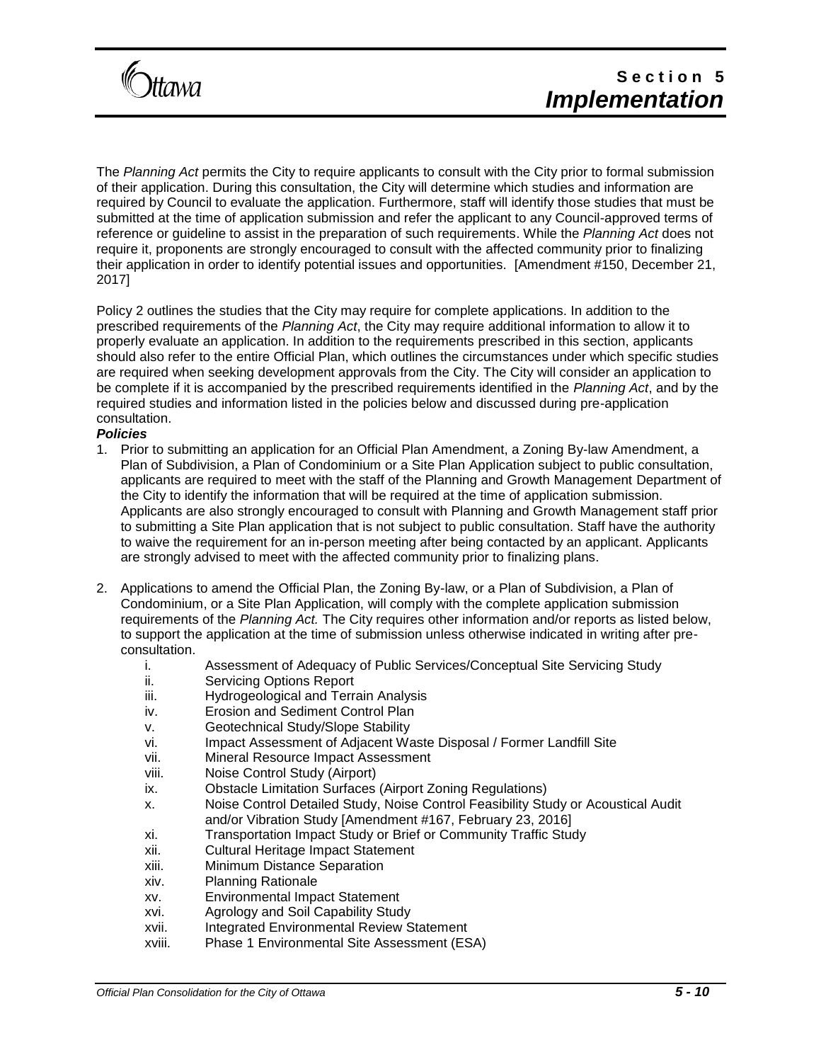The *Planning Act* permits the City to require applicants to consult with the City prior to formal submission of their application. During this consultation, the City will determine which studies and information are required by Council to evaluate the application. Furthermore, staff will identify those studies that must be submitted at the time of application submission and refer the applicant to any Council-approved terms of reference or guideline to assist in the preparation of such requirements. While the *Planning Act* does not require it, proponents are strongly encouraged to consult with the affected community prior to finalizing their application in order to identify potential issues and opportunities. [Amendment #150, December 21, 2017]

Policy 2 outlines the studies that the City may require for complete applications. In addition to the prescribed requirements of the *Planning Act*, the City may require additional information to allow it to properly evaluate an application. In addition to the requirements prescribed in this section, applicants should also refer to the entire Official Plan, which outlines the circumstances under which specific studies are required when seeking development approvals from the City. The City will consider an application to be complete if it is accompanied by the prescribed requirements identified in the *Planning Act*, and by the required studies and information listed in the policies below and discussed during pre-application consultation.

***Policies***

1. Prior to submitting an application for an Official Plan Amendment, a Zoning By-law Amendment, a Plan of Subdivision, a Plan of Condominium or a Site Plan Application subject to public consultation, applicants are required to meet with the staff of the Planning and Growth Management Department of the City to identify the information that will be required at the time of application submission. Applicants are also strongly encouraged to consult with Planning and Growth Management staff prior to submitting a Site Plan application that is not subject to public consultation. Staff have the authority to waive the requirement for an in-person meeting after being contacted by an applicant. Applicants are strongly advised to meet with the affected community prior to finalizing plans.

2. Applications to amend the Official Plan, the Zoning By-law, or a Plan of Subdivision, a Plan of Condominium, or a Site Plan Application, will comply with the complete application submission requirements of the *Planning Act.* The City requires other information and/or reports as listed below, to support the application at the time of submission unless otherwise indicated in writing after pre-consultation.
   - i. Assessment of Adequacy of Public Services/Conceptual Site Servicing Study
   - ii. Servicing Options Report
   - iii. Hydrogeological and Terrain Analysis
   - iv. Erosion and Sediment Control Plan
   - v. Geotechnical Study/Slope Stability
   - vi. Impact Assessment of Adjacent Waste Disposal / Former Landfill Site
   - vii. Mineral Resource Impact Assessment
   - viii. Noise Control Study (Airport)
   - ix. Obstacle Limitation Surfaces (Airport Zoning Regulations)
   - x. Noise Control Detailed Study, Noise Control Feasibility Study or Acoustical Audit and/or Vibration Study [Amendment #167, February 23, 2016]
   - xi. Transportation Impact Study or Brief or Community Traffic Study
   - xii. Cultural Heritage Impact Statement
   - xiii. Minimum Distance Separation
   - xiv. Planning Rationale
   - xv. Environmental Impact Statement
   - xvi. Agrology and Soil Capability Study
   - xvii. Integrated Environmental Review Statement
   - xviii. Phase 1 Environmental Site Assessment (ESA)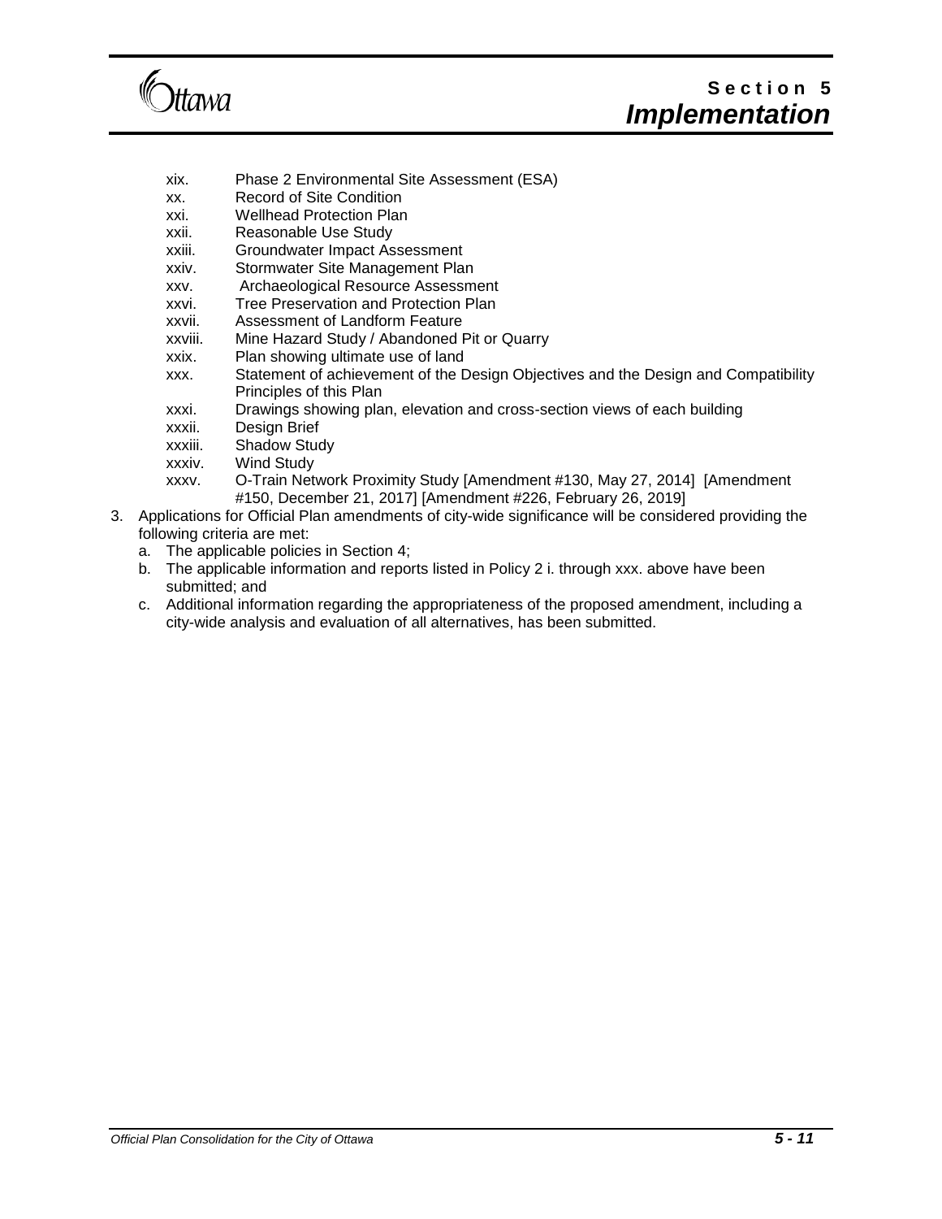- xix. Phase 2 Environmental Site Assessment (ESA)
- xx. Record of Site Condition
- xxi. Wellhead Protection Plan
- xxii. Reasonable Use Study
- xxiii. Groundwater Impact Assessment
- xxiv. Stormwater Site Management Plan
- xxv. Archaeological Resource Assessment
- xxvi. Tree Preservation and Protection Plan
- xxvii. Assessment of Landform Feature
- xxviii. Mine Hazard Study / Abandoned Pit or Quarry
- xxix. Plan showing ultimate use of land
- xxx. Statement of achievement of the Design Objectives and the Design and Compatibility Principles of this Plan
- xxxi. Drawings showing plan, elevation and cross-section views of each building
- xxxii. Design Brief
- xxxiii. Shadow Study
- xxxiv. Wind Study
- xxxv. O-Train Network Proximity Study [Amendment #130, May 27, 2014] [Amendment #150, December 21, 2017] [Amendment #226, February 26, 2019]

3. Applications for Official Plan amendments of city-wide significance will be considered providing the following criteria are met:
   a. The applicable policies in Section 4;
   b. The applicable information and reports listed in Policy 2 i. through xxx. above have been submitted; and
   c. Additional information regarding the appropriateness of the proposed amendment, including a city-wide analysis and evaluation of all alternatives, has been submitted.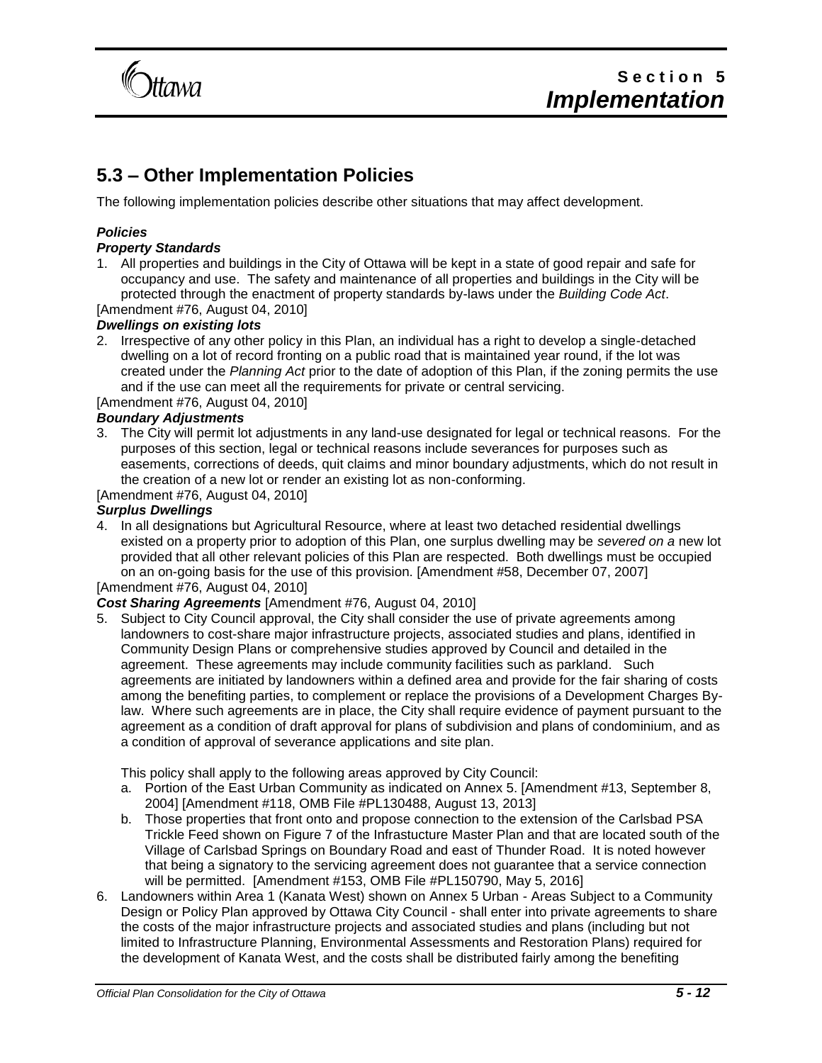## 5.3 – Other Implementation Policies

The following implementation policies describe other situations that may affect development.

***Policies***

***Property Standards***

1. All properties and buildings in the City of Ottawa will be kept in a state of good repair and safe for occupancy and use. The safety and maintenance of all properties and buildings in the City will be protected through the enactment of property standards by-laws under the *Building Code Act*.

[Amendment #76, August 04, 2010]

***Dwellings on existing lots***

2. Irrespective of any other policy in this Plan, an individual has a right to develop a single-detached dwelling on a lot of record fronting on a public road that is maintained year round, if the lot was created under the *Planning Act* prior to the date of adoption of this Plan, if the zoning permits the use and if the use can meet all the requirements for private or central servicing.

[Amendment #76, August 04, 2010]

***Boundary Adjustments***

3. The City will permit lot adjustments in any land-use designated for legal or technical reasons. For the purposes of this section, legal or technical reasons include severances for purposes such as easements, corrections of deeds, quit claims and minor boundary adjustments, which do not result in the creation of a new lot or render an existing lot as non-conforming.

[Amendment #76, August 04, 2010]

***Surplus Dwellings***

4. In all designations but Agricultural Resource, where at least two detached residential dwellings existed on a property prior to adoption of this Plan, one surplus dwelling may be *severed on a* new lot provided that all other relevant policies of this Plan are respected. Both dwellings must be occupied on an on-going basis for the use of this provision. [Amendment #58, December 07, 2007]

[Amendment #76, August 04, 2010]

***Cost Sharing Agreements*** [Amendment #76, August 04, 2010]

5. Subject to City Council approval, the City shall consider the use of private agreements among landowners to cost-share major infrastructure projects, associated studies and plans, identified in Community Design Plans or comprehensive studies approved by Council and detailed in the agreement. These agreements may include community facilities such as parkland. Such agreements are initiated by landowners within a defined area and provide for the fair sharing of costs among the benefiting parties, to complement or replace the provisions of a Development Charges By-law. Where such agreements are in place, the City shall require evidence of payment pursuant to the agreement as a condition of draft approval for plans of subdivision and plans of condominium, and as a condition of approval of severance applications and site plan.

   This policy shall apply to the following areas approved by City Council:

   a. Portion of the East Urban Community as indicated on Annex 5. [Amendment #13, September 8, 2004] [Amendment #118, OMB File #PL130488, August 13, 2013]
   b. Those properties that front onto and propose connection to the extension of the Carlsbad PSA Trickle Feed shown on Figure 7 of the Infrastucture Master Plan and that are located south of the Village of Carlsbad Springs on Boundary Road and east of Thunder Road. It is noted however that being a signatory to the servicing agreement does not guarantee that a service connection will be permitted. [Amendment #153, OMB File #PL150790, May 5, 2016]

6. Landowners within Area 1 (Kanata West) shown on Annex 5 Urban - Areas Subject to a Community Design or Policy Plan approved by Ottawa City Council - shall enter into private agreements to share the costs of the major infrastructure projects and associated studies and plans (including but not limited to Infrastructure Planning, Environmental Assessments and Restoration Plans) required for the development of Kanata West, and the costs shall be distributed fairly among the benefiting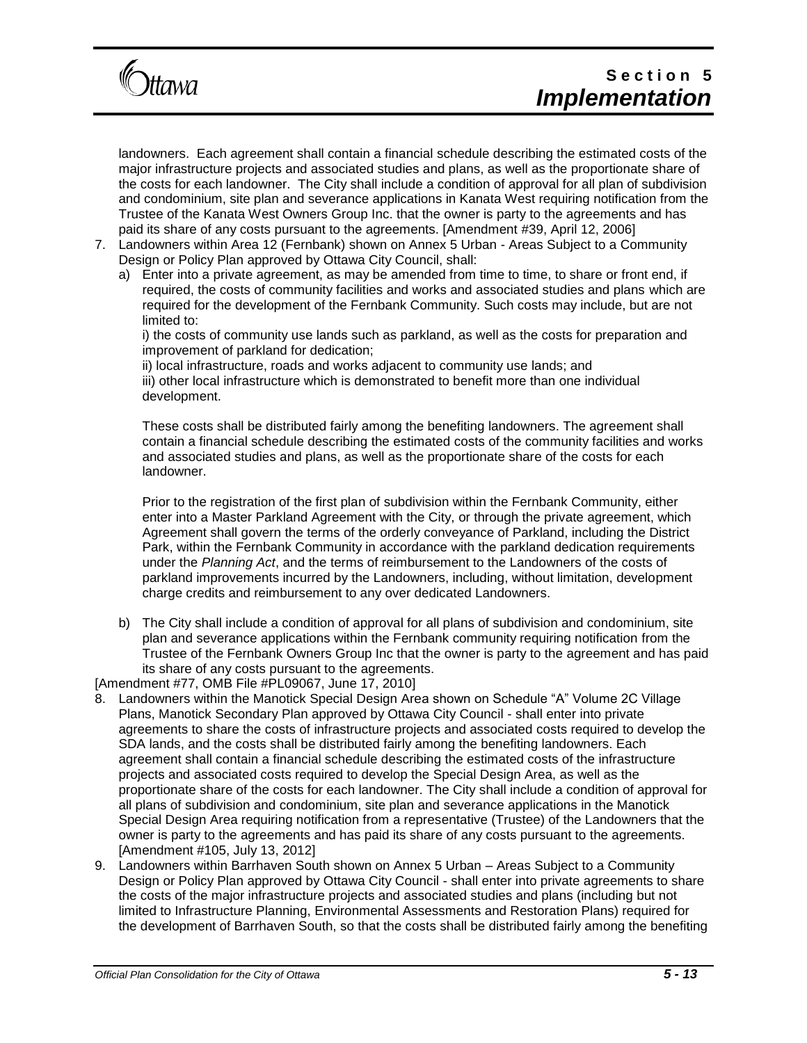landowners. Each agreement shall contain a financial schedule describing the estimated costs of the major infrastructure projects and associated studies and plans, as well as the proportionate share of the costs for each landowner. The City shall include a condition of approval for all plan of subdivision and condominium, site plan and severance applications in Kanata West requiring notification from the Trustee of the Kanata West Owners Group Inc. that the owner is party to the agreements and has paid its share of any costs pursuant to the agreements. [Amendment #39, April 12, 2006]

7. Landowners within Area 12 (Fernbank) shown on Annex 5 Urban - Areas Subject to a Community Design or Policy Plan approved by Ottawa City Council, shall:
   a) Enter into a private agreement, as may be amended from time to time, to share or front end, if required, the costs of community facilities and works and associated studies and plans which are required for the development of the Fernbank Community. Such costs may include, but are not limited to:

      i) the costs of community use lands such as parkland, as well as the costs for preparation and improvement of parkland for dedication;

      ii) local infrastructure, roads and works adjacent to community use lands; and

      iii) other local infrastructure which is demonstrated to benefit more than one individual development.

      These costs shall be distributed fairly among the benefiting landowners. The agreement shall contain a financial schedule describing the estimated costs of the community facilities and works and associated studies and plans, as well as the proportionate share of the costs for each landowner.

      Prior to the registration of the first plan of subdivision within the Fernbank Community, either enter into a Master Parkland Agreement with the City, or through the private agreement, which Agreement shall govern the terms of the orderly conveyance of Parkland, including the District Park, within the Fernbank Community in accordance with the parkland dedication requirements under the *Planning Act*, and the terms of reimbursement to the Landowners of the costs of parkland improvements incurred by the Landowners, including, without limitation, development charge credits and reimbursement to any over dedicated Landowners.

   b) The City shall include a condition of approval for all plans of subdivision and condominium, site plan and severance applications within the Fernbank community requiring notification from the Trustee of the Fernbank Owners Group Inc that the owner is party to the agreement and has paid its share of any costs pursuant to the agreements.

[Amendment #77, OMB File #PL09067, June 17, 2010]

8. Landowners within the Manotick Special Design Area shown on Schedule "A" Volume 2C Village Plans, Manotick Secondary Plan approved by Ottawa City Council - shall enter into private agreements to share the costs of infrastructure projects and associated costs required to develop the SDA lands, and the costs shall be distributed fairly among the benefiting landowners. Each agreement shall contain a financial schedule describing the estimated costs of the infrastructure projects and associated costs required to develop the Special Design Area, as well as the proportionate share of the costs for each landowner. The City shall include a condition of approval for all plans of subdivision and condominium, site plan and severance applications in the Manotick Special Design Area requiring notification from a representative (Trustee) of the Landowners that the owner is party to the agreements and has paid its share of any costs pursuant to the agreements. [Amendment #105, July 13, 2012]
9. Landowners within Barrhaven South shown on Annex 5 Urban – Areas Subject to a Community Design or Policy Plan approved by Ottawa City Council - shall enter into private agreements to share the costs of the major infrastructure projects and associated studies and plans (including but not limited to Infrastructure Planning, Environmental Assessments and Restoration Plans) required for the development of Barrhaven South, so that the costs shall be distributed fairly among the benefiting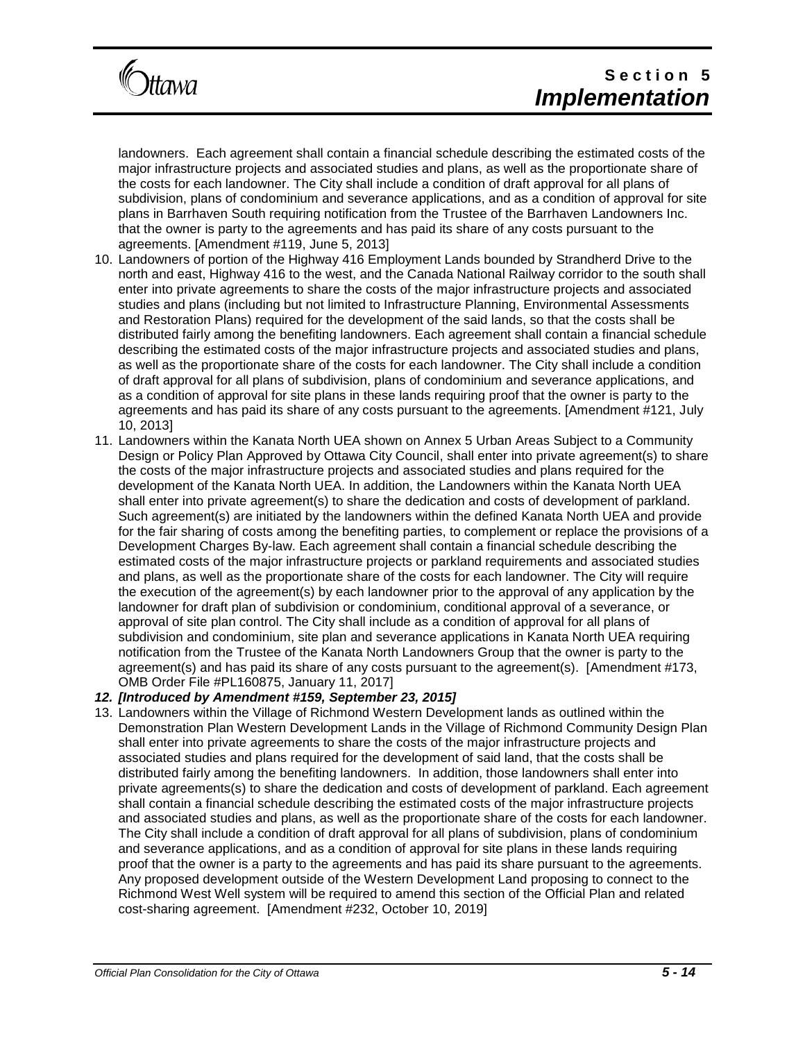landowners. Each agreement shall contain a financial schedule describing the estimated costs of the major infrastructure projects and associated studies and plans, as well as the proportionate share of the costs for each landowner. The City shall include a condition of draft approval for all plans of subdivision, plans of condominium and severance applications, and as a condition of approval for site plans in Barrhaven South requiring notification from the Trustee of the Barrhaven Landowners Inc. that the owner is party to the agreements and has paid its share of any costs pursuant to the agreements. [Amendment #119, June 5, 2013]

10. Landowners of portion of the Highway 416 Employment Lands bounded by Strandherd Drive to the north and east, Highway 416 to the west, and the Canada National Railway corridor to the south shall enter into private agreements to share the costs of the major infrastructure projects and associated studies and plans (including but not limited to Infrastructure Planning, Environmental Assessments and Restoration Plans) required for the development of the said lands, so that the costs shall be distributed fairly among the benefiting landowners. Each agreement shall contain a financial schedule describing the estimated costs of the major infrastructure projects and associated studies and plans, as well as the proportionate share of the costs for each landowner. The City shall include a condition of draft approval for all plans of subdivision, plans of condominium and severance applications, and as a condition of approval for site plans in these lands requiring proof that the owner is party to the agreements and has paid its share of any costs pursuant to the agreements. [Amendment #121, July 10, 2013]
11. Landowners within the Kanata North UEA shown on Annex 5 Urban Areas Subject to a Community Design or Policy Plan Approved by Ottawa City Council, shall enter into private agreement(s) to share the costs of the major infrastructure projects and associated studies and plans required for the development of the Kanata North UEA. In addition, the Landowners within the Kanata North UEA shall enter into private agreement(s) to share the dedication and costs of development of parkland. Such agreement(s) are initiated by the landowners within the defined Kanata North UEA and provide for the fair sharing of costs among the benefiting parties, to complement or replace the provisions of a Development Charges By-law. Each agreement shall contain a financial schedule describing the estimated costs of the major infrastructure projects or parkland requirements and associated studies and plans, as well as the proportionate share of the costs for each landowner. The City will require the execution of the agreement(s) by each landowner prior to the approval of any application by the landowner for draft plan of subdivision or condominium, conditional approval of a severance, or approval of site plan control. The City shall include as a condition of approval for all plans of subdivision and condominium, site plan and severance applications in Kanata North UEA requiring notification from the Trustee of the Kanata North Landowners Group that the owner is party to the agreement(s) and has paid its share of any costs pursuant to the agreement(s). [Amendment #173, OMB Order File #PL160875, January 11, 2017]
12. ***[Introduced by Amendment #159, September 23, 2015]***
13. Landowners within the Village of Richmond Western Development lands as outlined within the Demonstration Plan Western Development Lands in the Village of Richmond Community Design Plan shall enter into private agreements to share the costs of the major infrastructure projects and associated studies and plans required for the development of said land, that the costs shall be distributed fairly among the benefiting landowners. In addition, those landowners shall enter into private agreements(s) to share the dedication and costs of development of parkland. Each agreement shall contain a financial schedule describing the estimated costs of the major infrastructure projects and associated studies and plans, as well as the proportionate share of the costs for each landowner. The City shall include a condition of draft approval for all plans of subdivision, plans of condominium and severance applications, and as a condition of approval for site plans in these lands requiring proof that the owner is a party to the agreements and has paid its share pursuant to the agreements. Any proposed development outside of the Western Development Land proposing to connect to the Richmond West Well system will be required to amend this section of the Official Plan and related cost-sharing agreement. [Amendment #232, October 10, 2019]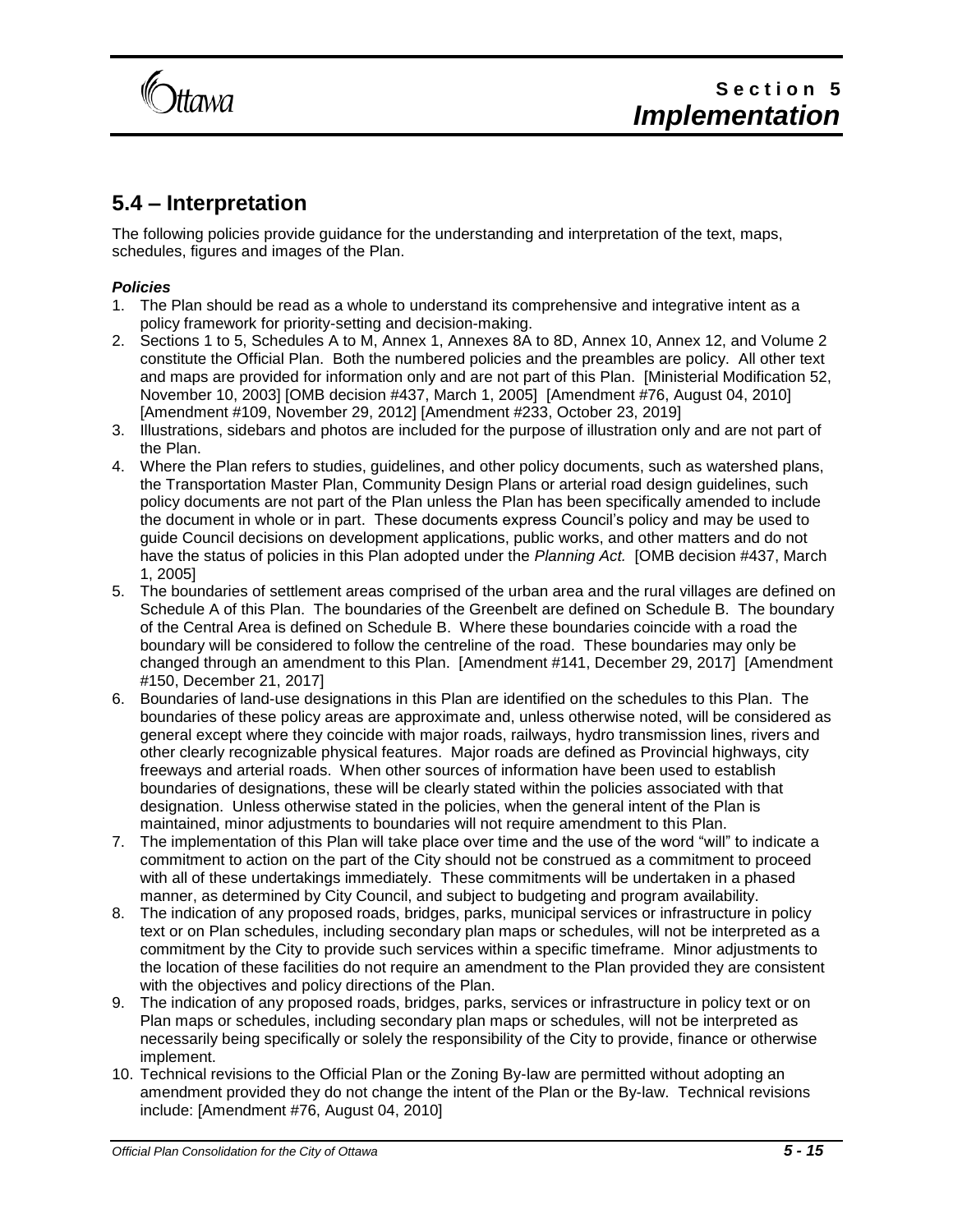## 5.4 – Interpretation

The following policies provide guidance for the understanding and interpretation of the text, maps, schedules, figures and images of the Plan.

***Policies***

1. The Plan should be read as a whole to understand its comprehensive and integrative intent as a policy framework for priority-setting and decision-making.
2. Sections 1 to 5, Schedules A to M, Annex 1, Annexes 8A to 8D, Annex 10, Annex 12, and Volume 2 constitute the Official Plan. Both the numbered policies and the preambles are policy. All other text and maps are provided for information only and are not part of this Plan. [Ministerial Modification 52, November 10, 2003] [OMB decision #437, March 1, 2005] [Amendment #76, August 04, 2010] [Amendment #109, November 29, 2012] [Amendment #233, October 23, 2019]
3. Illustrations, sidebars and photos are included for the purpose of illustration only and are not part of the Plan.
4. Where the Plan refers to studies, guidelines, and other policy documents, such as watershed plans, the Transportation Master Plan, Community Design Plans or arterial road design guidelines, such policy documents are not part of the Plan unless the Plan has been specifically amended to include the document in whole or in part. These documents express Council's policy and may be used to guide Council decisions on development applications, public works, and other matters and do not have the status of policies in this Plan adopted under the *Planning Act.* [OMB decision #437, March 1, 2005]
5. The boundaries of settlement areas comprised of the urban area and the rural villages are defined on Schedule A of this Plan. The boundaries of the Greenbelt are defined on Schedule B. The boundary of the Central Area is defined on Schedule B. Where these boundaries coincide with a road the boundary will be considered to follow the centreline of the road. These boundaries may only be changed through an amendment to this Plan. [Amendment #141, December 29, 2017] [Amendment #150, December 21, 2017]
6. Boundaries of land-use designations in this Plan are identified on the schedules to this Plan. The boundaries of these policy areas are approximate and, unless otherwise noted, will be considered as general except where they coincide with major roads, railways, hydro transmission lines, rivers and other clearly recognizable physical features. Major roads are defined as Provincial highways, city freeways and arterial roads. When other sources of information have been used to establish boundaries of designations, these will be clearly stated within the policies associated with that designation. Unless otherwise stated in the policies, when the general intent of the Plan is maintained, minor adjustments to boundaries will not require amendment to this Plan.
7. The implementation of this Plan will take place over time and the use of the word "will" to indicate a commitment to action on the part of the City should not be construed as a commitment to proceed with all of these undertakings immediately. These commitments will be undertaken in a phased manner, as determined by City Council, and subject to budgeting and program availability.
8. The indication of any proposed roads, bridges, parks, municipal services or infrastructure in policy text or on Plan schedules, including secondary plan maps or schedules, will not be interpreted as a commitment by the City to provide such services within a specific timeframe. Minor adjustments to the location of these facilities do not require an amendment to the Plan provided they are consistent with the objectives and policy directions of the Plan.
9. The indication of any proposed roads, bridges, parks, services or infrastructure in policy text or on Plan maps or schedules, including secondary plan maps or schedules, will not be interpreted as necessarily being specifically or solely the responsibility of the City to provide, finance or otherwise implement.
10. Technical revisions to the Official Plan or the Zoning By-law are permitted without adopting an amendment provided they do not change the intent of the Plan or the By-law. Technical revisions include: [Amendment #76, August 04, 2010]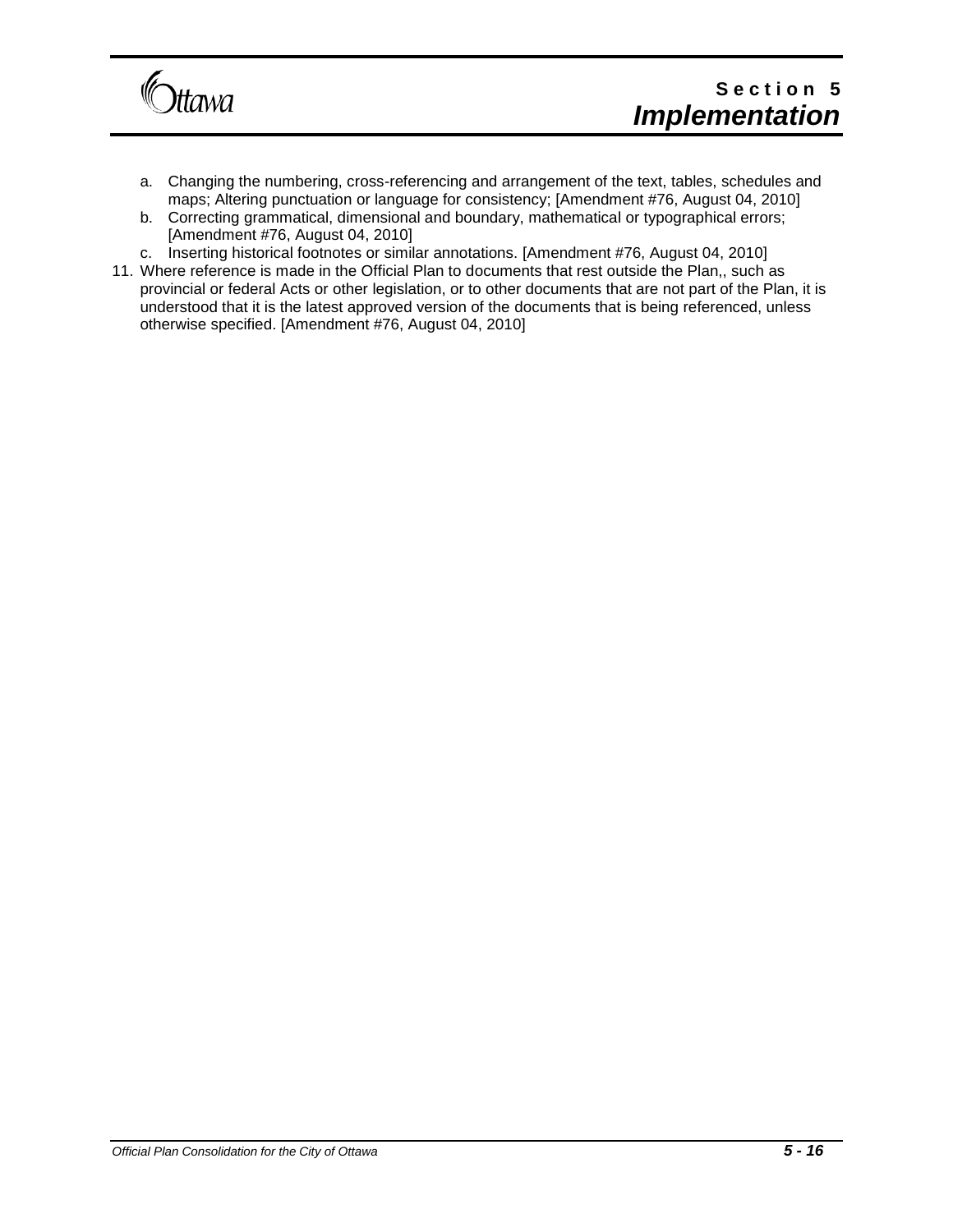a. Changing the numbering, cross-referencing and arrangement of the text, tables, schedules and maps; Altering punctuation or language for consistency; [Amendment #76, August 04, 2010]
b. Correcting grammatical, dimensional and boundary, mathematical or typographical errors; [Amendment #76, August 04, 2010]
c. Inserting historical footnotes or similar annotations. [Amendment #76, August 04, 2010]

11. Where reference is made in the Official Plan to documents that rest outside the Plan,, such as provincial or federal Acts or other legislation, or to other documents that are not part of the Plan, it is understood that it is the latest approved version of the documents that is being referenced, unless otherwise specified. [Amendment #76, August 04, 2010]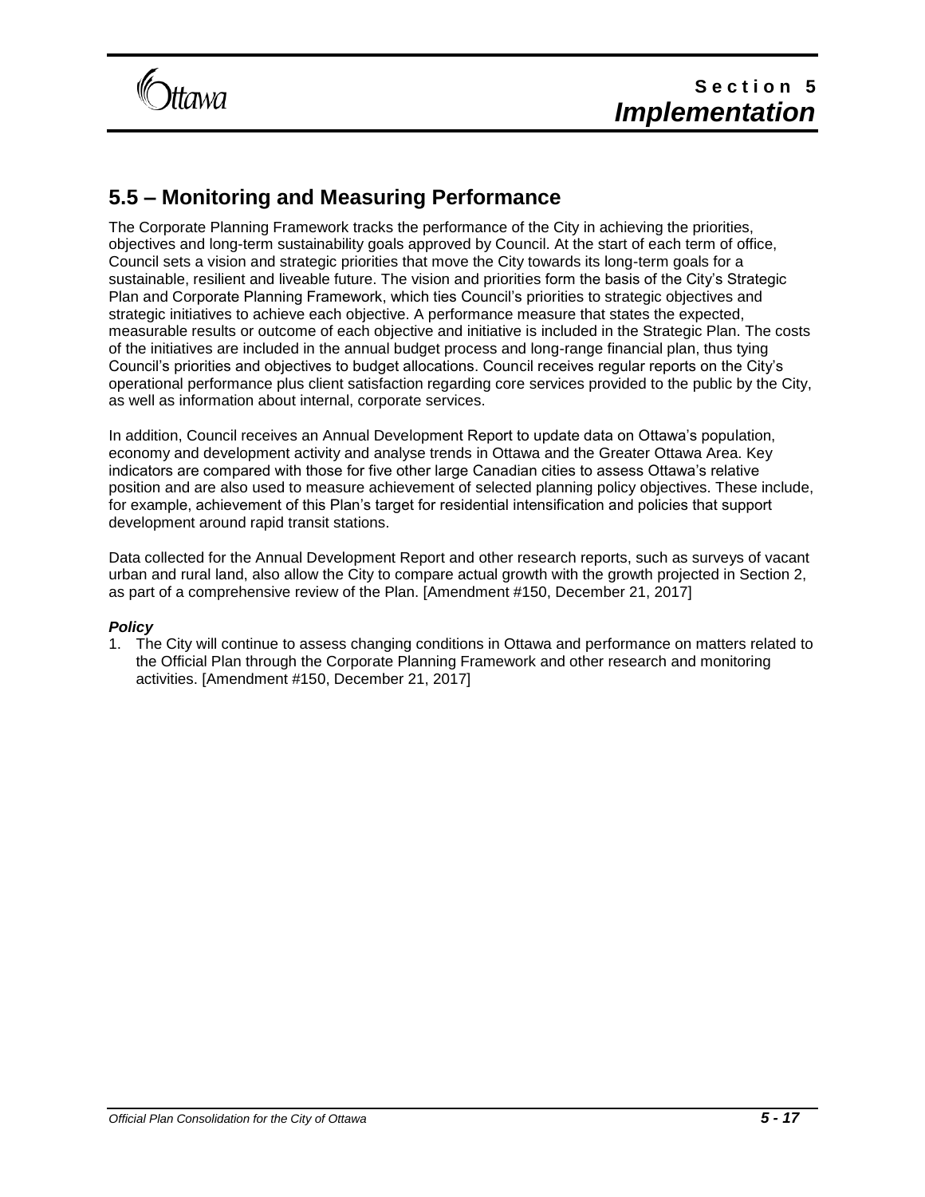## 5.5 – Monitoring and Measuring Performance

The Corporate Planning Framework tracks the performance of the City in achieving the priorities, objectives and long-term sustainability goals approved by Council. At the start of each term of office, Council sets a vision and strategic priorities that move the City towards its long-term goals for a sustainable, resilient and liveable future. The vision and priorities form the basis of the City's Strategic Plan and Corporate Planning Framework, which ties Council's priorities to strategic objectives and strategic initiatives to achieve each objective. A performance measure that states the expected, measurable results or outcome of each objective and initiative is included in the Strategic Plan. The costs of the initiatives are included in the annual budget process and long-range financial plan, thus tying Council's priorities and objectives to budget allocations. Council receives regular reports on the City's operational performance plus client satisfaction regarding core services provided to the public by the City, as well as information about internal, corporate services.

In addition, Council receives an Annual Development Report to update data on Ottawa's population, economy and development activity and analyse trends in Ottawa and the Greater Ottawa Area. Key indicators are compared with those for five other large Canadian cities to assess Ottawa's relative position and are also used to measure achievement of selected planning policy objectives. These include, for example, achievement of this Plan's target for residential intensification and policies that support development around rapid transit stations.

Data collected for the Annual Development Report and other research reports, such as surveys of vacant urban and rural land, also allow the City to compare actual growth with the growth projected in Section 2, as part of a comprehensive review of the Plan. [Amendment #150, December 21, 2017]

***Policy***

1. The City will continue to assess changing conditions in Ottawa and performance on matters related to the Official Plan through the Corporate Planning Framework and other research and monitoring activities. [Amendment #150, December 21, 2017]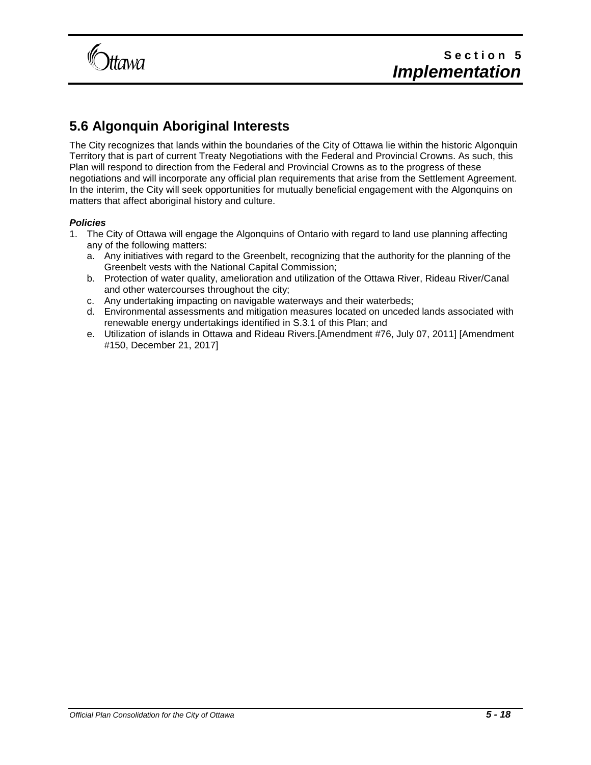## 5.6 Algonquin Aboriginal Interests

The City recognizes that lands within the boundaries of the City of Ottawa lie within the historic Algonquin Territory that is part of current Treaty Negotiations with the Federal and Provincial Crowns. As such, this Plan will respond to direction from the Federal and Provincial Crowns as to the progress of these negotiations and will incorporate any official plan requirements that arise from the Settlement Agreement. In the interim, the City will seek opportunities for mutually beneficial engagement with the Algonquins on matters that affect aboriginal history and culture.

***Policies***

1. The City of Ottawa will engage the Algonquins of Ontario with regard to land use planning affecting any of the following matters:
   a. Any initiatives with regard to the Greenbelt, recognizing that the authority for the planning of the Greenbelt vests with the National Capital Commission;
   b. Protection of water quality, amelioration and utilization of the Ottawa River, Rideau River/Canal and other watercourses throughout the city;
   c. Any undertaking impacting on navigable waterways and their waterbeds;
   d. Environmental assessments and mitigation measures located on unceded lands associated with renewable energy undertakings identified in S.3.1 of this Plan; and
   e. Utilization of islands in Ottawa and Rideau Rivers.[Amendment #76, July 07, 2011] [Amendment #150, December 21, 2017]